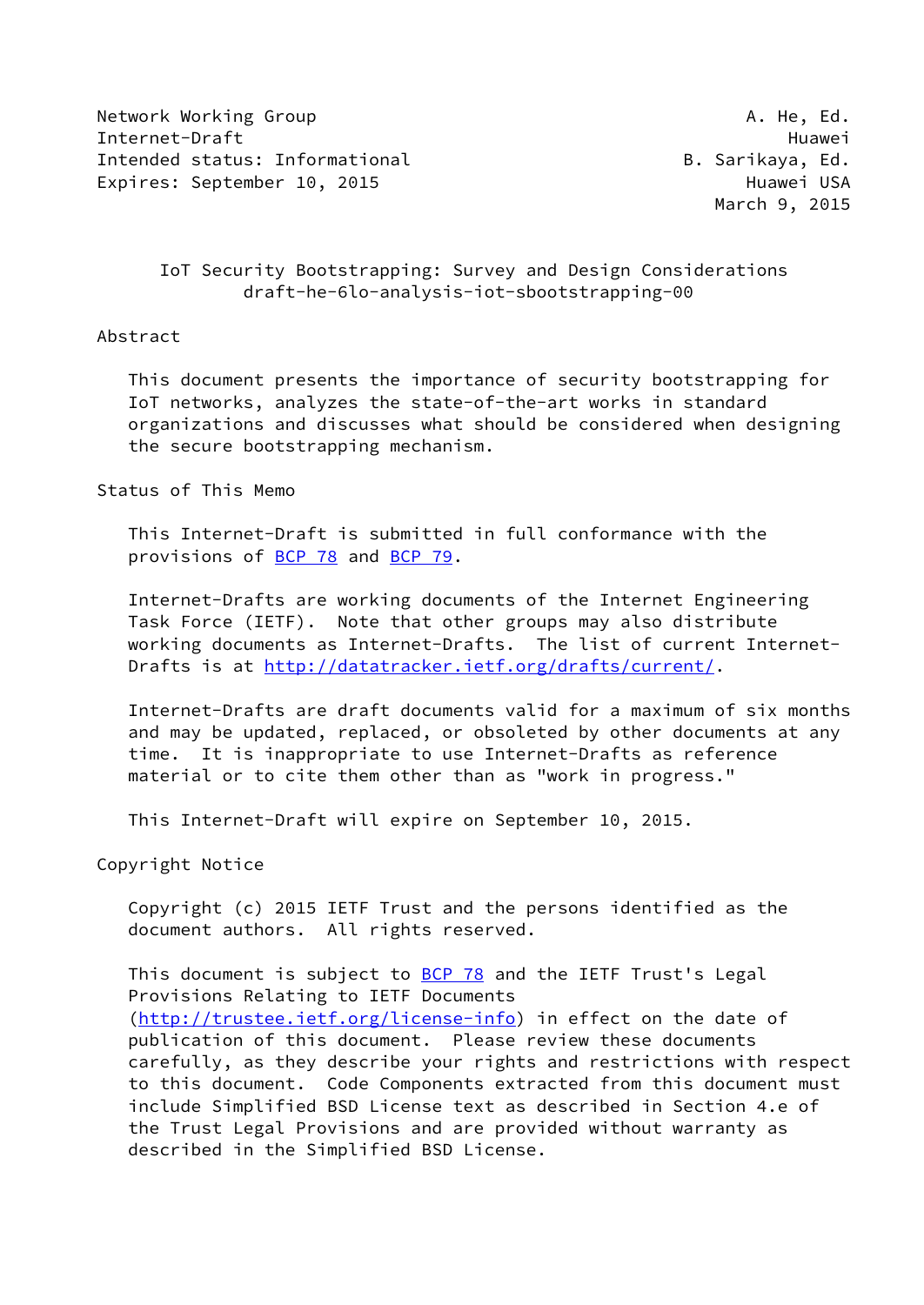Network Working Group A. He, Ed.
Internet-Draft Huawei
Intended status: Informational B. Sarikaya, Ed.
Expires: September 10, 2015 Huawei USA
March 9, 2015

# IoT Security Bootstrapping: Survey and Design Considerations
draft-he-6lo-analysis-iot-sbootstrapping-00

## Abstract

This document presents the importance of security bootstrapping for IoT networks, analyzes the state-of-the-art works in standard organizations and discusses what should be considered when designing the secure bootstrapping mechanism.

## Status of This Memo

This Internet-Draft is submitted in full conformance with the provisions of BCP 78 and BCP 79.

Internet-Drafts are working documents of the Internet Engineering Task Force (IETF). Note that other groups may also distribute working documents as Internet-Drafts. The list of current Internet-Drafts is at http://datatracker.ietf.org/drafts/current/.

Internet-Drafts are draft documents valid for a maximum of six months and may be updated, replaced, or obsoleted by other documents at any time. It is inappropriate to use Internet-Drafts as reference material or to cite them other than as "work in progress."

This Internet-Draft will expire on September 10, 2015.

## Copyright Notice

Copyright (c) 2015 IETF Trust and the persons identified as the document authors. All rights reserved.

This document is subject to BCP 78 and the IETF Trust's Legal Provisions Relating to IETF Documents (http://trustee.ietf.org/license-info) in effect on the date of publication of this document. Please review these documents carefully, as they describe your rights and restrictions with respect to this document. Code Components extracted from this document must include Simplified BSD License text as described in Section 4.e of the Trust Legal Provisions and are provided without warranty as described in the Simplified BSD License.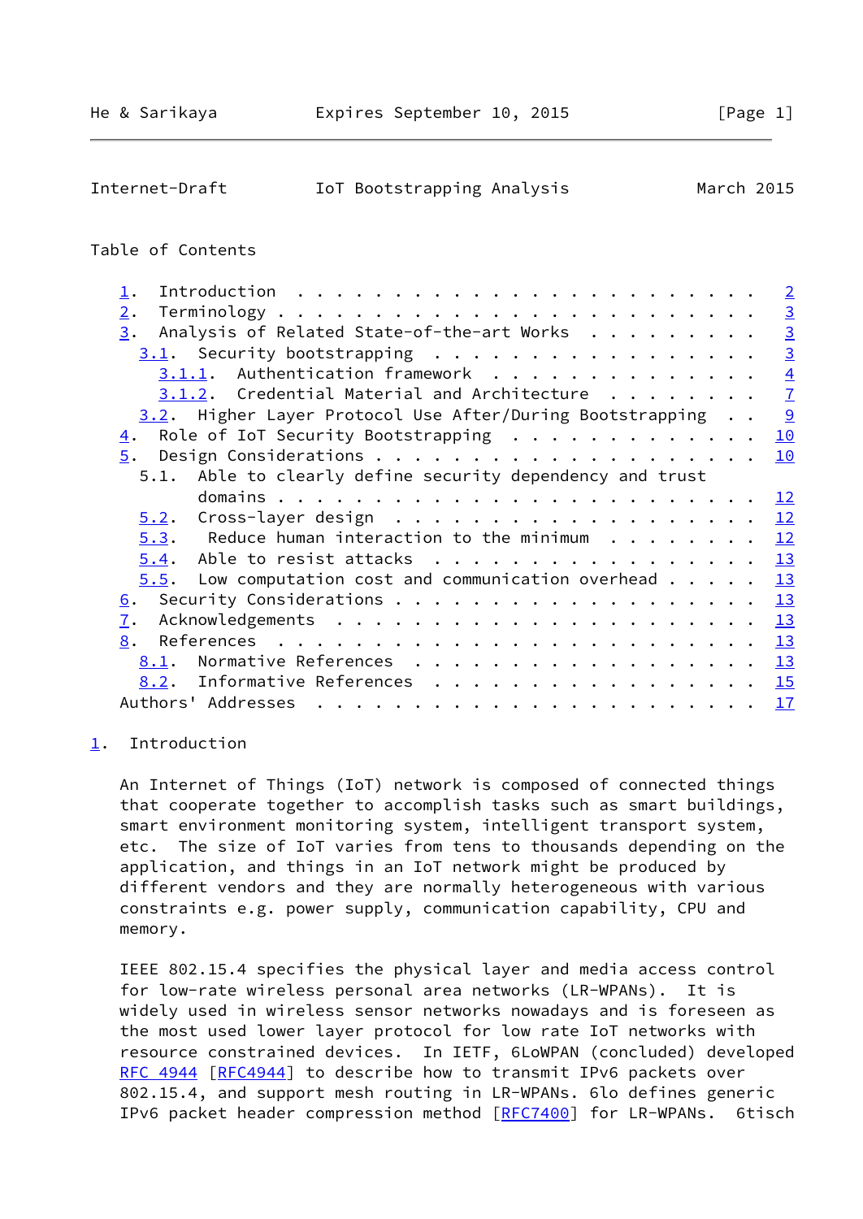Table of Contents

1. Introduction . . . . . . . . . . . . . . . . . . . . . . . . 2
2. Terminology . . . . . . . . . . . . . . . . . . . . . . . . . 3
3. Analysis of Related State-of-the-art Works . . . . . . . . . 3
   3.1. Security bootstrapping . . . . . . . . . . . . . . . . . 3
      3.1.1. Authentication framework . . . . . . . . . . . . . . 4
      3.1.2. Credential Material and Architecture . . . . . . . . 7
   3.2. Higher Layer Protocol Use After/During Bootstrapping . . 9
4. Role of IoT Security Bootstrapping . . . . . . . . . . . . . 10
5. Design Considerations . . . . . . . . . . . . . . . . . . . . 10
   5.1. Able to clearly define security dependency and trust domains . . . . . . . . . . . . . . . . . . . . . . . . 12
   5.2. Cross-layer design . . . . . . . . . . . . . . . . . . . 12
   5.3. Reduce human interaction to the minimum . . . . . . . . 12
   5.4. Able to resist attacks . . . . . . . . . . . . . . . . . 13
   5.5. Low computation cost and communication overhead . . . . . 13
6. Security Considerations . . . . . . . . . . . . . . . . . . . 13
7. Acknowledgements . . . . . . . . . . . . . . . . . . . . . . 13
8. References . . . . . . . . . . . . . . . . . . . . . . . . . 13
   8.1. Normative References . . . . . . . . . . . . . . . . . . 13
   8.2. Informative References . . . . . . . . . . . . . . . . . 15
Authors' Addresses . . . . . . . . . . . . . . . . . . . . . . . 17

## 1. Introduction

An Internet of Things (IoT) network is composed of connected things that cooperate together to accomplish tasks such as smart buildings, smart environment monitoring system, intelligent transport system, etc. The size of IoT varies from tens to thousands depending on the application, and things in an IoT network might be produced by different vendors and they are normally heterogeneous with various constraints e.g. power supply, communication capability, CPU and memory.

IEEE 802.15.4 specifies the physical layer and media access control for low-rate wireless personal area networks (LR-WPANs). It is widely used in wireless sensor networks nowadays and is foreseen as the most used lower layer protocol for low rate IoT networks with resource constrained devices. In IETF, 6LoWPAN (concluded) developed RFC 4944 [RFC4944] to describe how to transmit IPv6 packets over 802.15.4, and support mesh routing in LR-WPANs. 6lo defines generic IPv6 packet header compression method [RFC7400] for LR-WPANs. 6tisch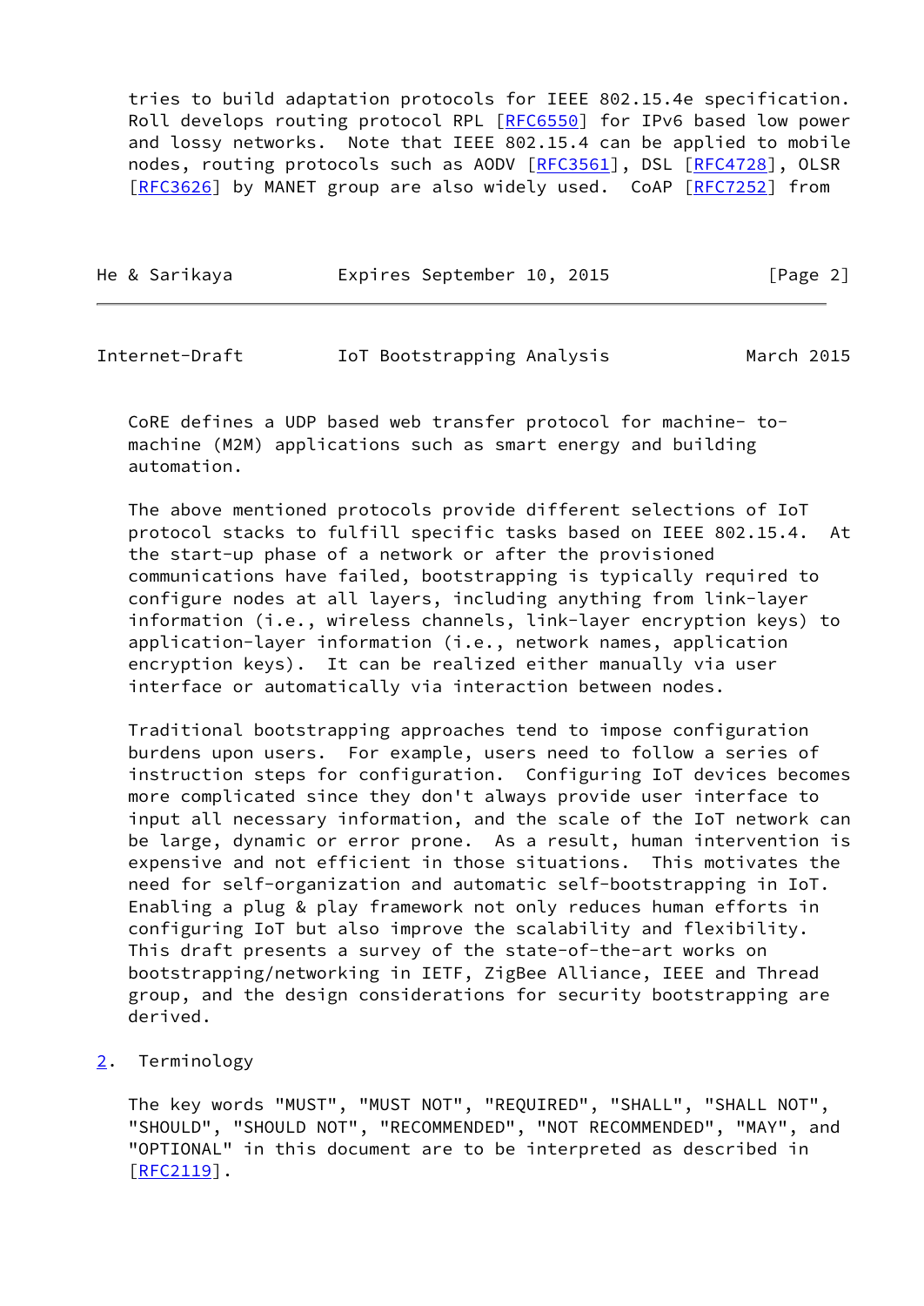tries to build adaptation protocols for IEEE 802.15.4e specification. Roll develops routing protocol RPL [RFC6550] for IPv6 based low power and lossy networks. Note that IEEE 802.15.4 can be applied to mobile nodes, routing protocols such as AODV [RFC3561], DSL [RFC4728], OLSR [RFC3626] by MANET group are also widely used. CoAP [RFC7252] from CoRE defines a UDP based web transfer protocol for machine- to-machine (M2M) applications such as smart energy and building automation.

The above mentioned protocols provide different selections of IoT protocol stacks to fulfill specific tasks based on IEEE 802.15.4. At the start-up phase of a network or after the provisioned communications have failed, bootstrapping is typically required to configure nodes at all layers, including anything from link-layer information (i.e., wireless channels, link-layer encryption keys) to application-layer information (i.e., network names, application encryption keys). It can be realized either manually via user interface or automatically via interaction between nodes.

Traditional bootstrapping approaches tend to impose configuration burdens upon users. For example, users need to follow a series of instruction steps for configuration. Configuring IoT devices becomes more complicated since they don't always provide user interface to input all necessary information, and the scale of the IoT network can be large, dynamic or error prone. As a result, human intervention is expensive and not efficient in those situations. This motivates the need for self-organization and automatic self-bootstrapping in IoT. Enabling a plug & play framework not only reduces human efforts in configuring IoT but also improve the scalability and flexibility. This draft presents a survey of the state-of-the-art works on bootstrapping/networking in IETF, ZigBee Alliance, IEEE and Thread group, and the design considerations for security bootstrapping are derived.

## 2. Terminology

The key words "MUST", "MUST NOT", "REQUIRED", "SHALL", "SHALL NOT", "SHOULD", "SHOULD NOT", "RECOMMENDED", "NOT RECOMMENDED", "MAY", and "OPTIONAL" in this document are to be interpreted as described in [RFC2119].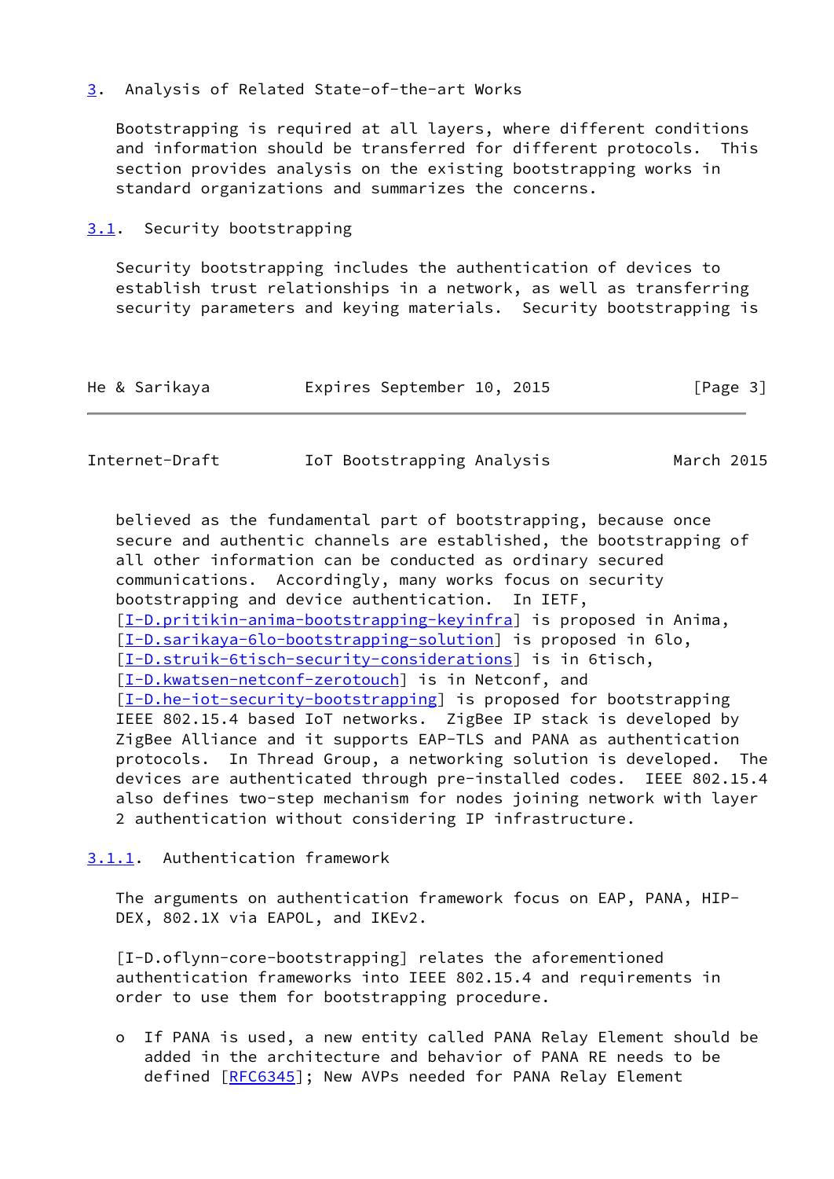## 3. Analysis of Related State-of-the-art Works

Bootstrapping is required at all layers, where different conditions and information should be transferred for different protocols. This section provides analysis on the existing bootstrapping works in standard organizations and summarizes the concerns.

### 3.1. Security bootstrapping

Security bootstrapping includes the authentication of devices to establish trust relationships in a network, as well as transferring security parameters and keying materials. Security bootstrapping is believed as the fundamental part of bootstrapping, because once secure and authentic channels are established, the bootstrapping of all other information can be conducted as ordinary secured communications. Accordingly, many works focus on security bootstrapping and device authentication. In IETF, [I-D.pritikin-anima-bootstrapping-keyinfra] is proposed in Anima, [I-D.sarikaya-6lo-bootstrapping-solution] is proposed in 6lo, [I-D.struik-6tisch-security-considerations] is in 6tisch, [I-D.kwatsen-netconf-zerotouch] is in Netconf, and [I-D.he-iot-security-bootstrapping] is proposed for bootstrapping IEEE 802.15.4 based IoT networks. ZigBee IP stack is developed by ZigBee Alliance and it supports EAP-TLS and PANA as authentication protocols. In Thread Group, a networking solution is developed. The devices are authenticated through pre-installed codes. IEEE 802.15.4 also defines two-step mechanism for nodes joining network with layer 2 authentication without considering IP infrastructure.

#### 3.1.1. Authentication framework

The arguments on authentication framework focus on EAP, PANA, HIP-DEX, 802.1X via EAPOL, and IKEv2.

[I-D.oflynn-core-bootstrapping] relates the aforementioned authentication frameworks into IEEE 802.15.4 and requirements in order to use them for bootstrapping procedure.

- If PANA is used, a new entity called PANA Relay Element should be added in the architecture and behavior of PANA RE needs to be defined [RFC6345]; New AVPs needed for PANA Relay Element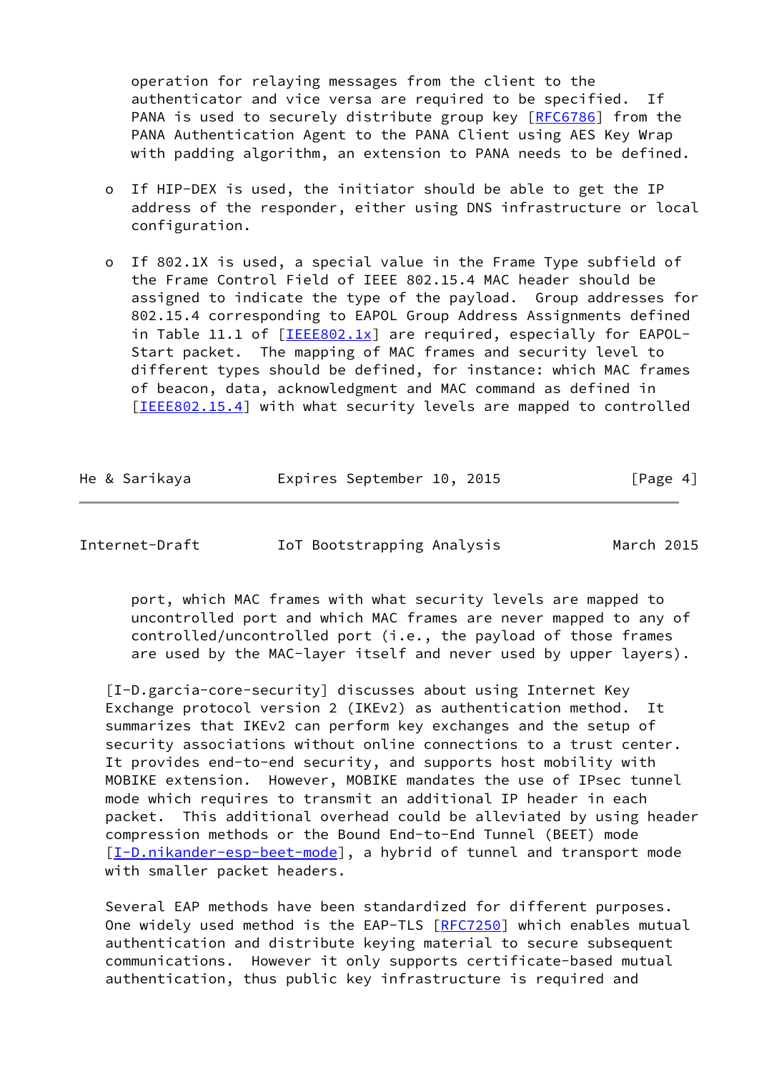operation for relaying messages from the client to the authenticator and vice versa are required to be specified. If PANA is used to securely distribute group key [RFC6786] from the PANA Authentication Agent to the PANA Client using AES Key Wrap with padding algorithm, an extension to PANA needs to be defined.

- If HIP-DEX is used, the initiator should be able to get the IP address of the responder, either using DNS infrastructure or local configuration.

- If 802.1X is used, a special value in the Frame Type subfield of the Frame Control Field of IEEE 802.15.4 MAC header should be assigned to indicate the type of the payload. Group addresses for 802.15.4 corresponding to EAPOL Group Address Assignments defined in Table 11.1 of [IEEE802.1x] are required, especially for EAPOL-Start packet. The mapping of MAC frames and security level to different types should be defined, for instance: which MAC frames of beacon, data, acknowledgment and MAC command as defined in [IEEE802.15.4] with what security levels are mapped to controlled port, which MAC frames with what security levels are mapped to uncontrolled port and which MAC frames are never mapped to any of controlled/uncontrolled port (i.e., the payload of those frames are used by the MAC-layer itself and never used by upper layers).

[I-D.garcia-core-security] discusses about using Internet Key Exchange protocol version 2 (IKEv2) as authentication method. It summarizes that IKEv2 can perform key exchanges and the setup of security associations without online connections to a trust center. It provides end-to-end security, and supports host mobility with MOBIKE extension. However, MOBIKE mandates the use of IPsec tunnel mode which requires to transmit an additional IP header in each packet. This additional overhead could be alleviated by using header compression methods or the Bound End-to-End Tunnel (BEET) mode [I-D.nikander-esp-beet-mode], a hybrid of tunnel and transport mode with smaller packet headers.

Several EAP methods have been standardized for different purposes. One widely used method is the EAP-TLS [RFC7250] which enables mutual authentication and distribute keying material to secure subsequent communications. However it only supports certificate-based mutual authentication, thus public key infrastructure is required and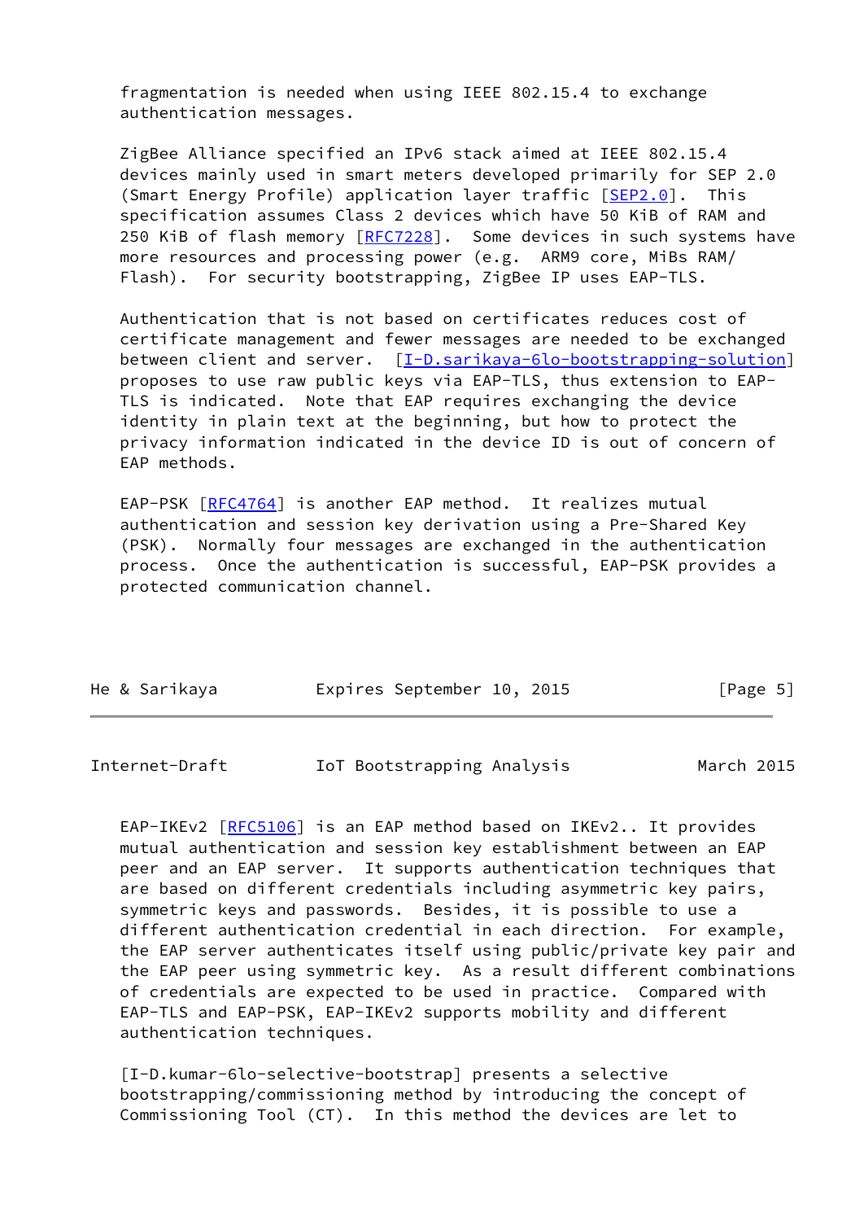fragmentation is needed when using IEEE 802.15.4 to exchange authentication messages.

ZigBee Alliance specified an IPv6 stack aimed at IEEE 802.15.4 devices mainly used in smart meters developed primarily for SEP 2.0 (Smart Energy Profile) application layer traffic [SEP2.0]. This specification assumes Class 2 devices which have 50 KiB of RAM and 250 KiB of flash memory [RFC7228]. Some devices in such systems have more resources and processing power (e.g. ARM9 core, MiBs RAM/ Flash). For security bootstrapping, ZigBee IP uses EAP-TLS.

Authentication that is not based on certificates reduces cost of certificate management and fewer messages are needed to be exchanged between client and server. [I-D.sarikaya-6lo-bootstrapping-solution] proposes to use raw public keys via EAP-TLS, thus extension to EAP-TLS is indicated. Note that EAP requires exchanging the device identity in plain text at the beginning, but how to protect the privacy information indicated in the device ID is out of concern of EAP methods.

EAP-PSK [RFC4764] is another EAP method. It realizes mutual authentication and session key derivation using a Pre-Shared Key (PSK). Normally four messages are exchanged in the authentication process. Once the authentication is successful, EAP-PSK provides a protected communication channel.

EAP-IKEv2 [RFC5106] is an EAP method based on IKEv2.. It provides mutual authentication and session key establishment between an EAP peer and an EAP server. It supports authentication techniques that are based on different credentials including asymmetric key pairs, symmetric keys and passwords. Besides, it is possible to use a different authentication credential in each direction. For example, the EAP server authenticates itself using public/private key pair and the EAP peer using symmetric key. As a result different combinations of credentials are expected to be used in practice. Compared with EAP-TLS and EAP-PSK, EAP-IKEv2 supports mobility and different authentication techniques.

[I-D.kumar-6lo-selective-bootstrap] presents a selective bootstrapping/commissioning method by introducing the concept of Commissioning Tool (CT). In this method the devices are let to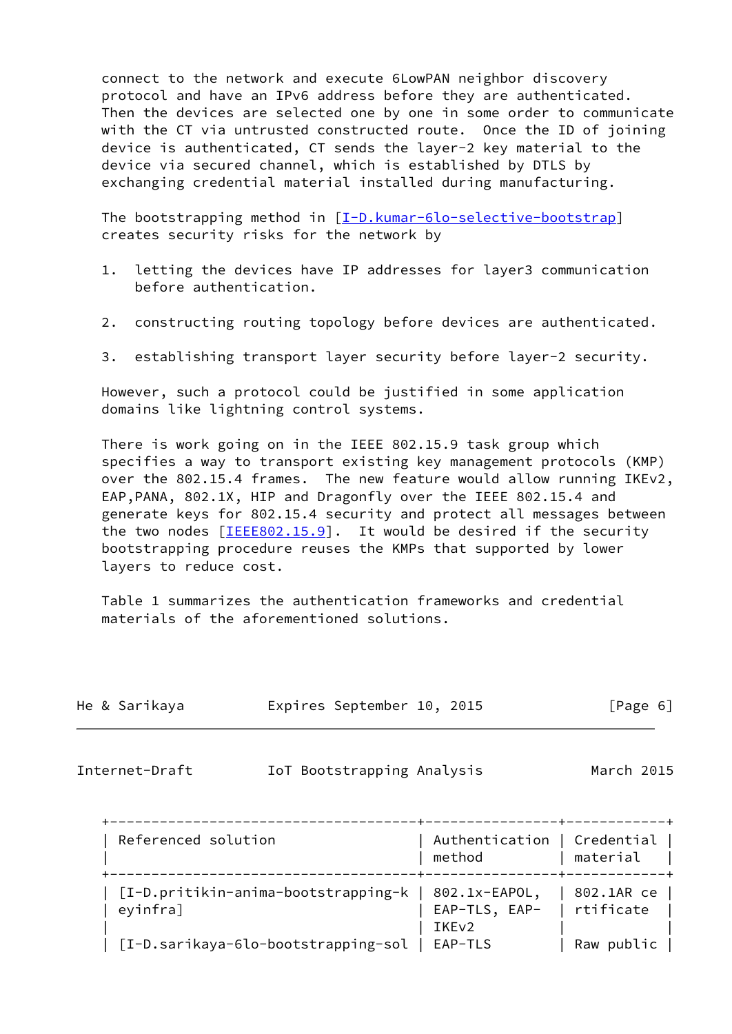connect to the network and execute 6LowPAN neighbor discovery protocol and have an IPv6 address before they are authenticated. Then the devices are selected one by one in some order to communicate with the CT via untrusted constructed route. Once the ID of joining device is authenticated, CT sends the layer-2 key material to the device via secured channel, which is established by DTLS by exchanging credential material installed during manufacturing.

The bootstrapping method in [I-D.kumar-6lo-selective-bootstrap] creates security risks for the network by

1. letting the devices have IP addresses for layer3 communication before authentication.

2. constructing routing topology before devices are authenticated.

3. establishing transport layer security before layer-2 security.

However, such a protocol could be justified in some application domains like lightning control systems.

There is work going on in the IEEE 802.15.9 task group which specifies a way to transport existing key management protocols (KMP) over the 802.15.4 frames. The new feature would allow running IKEv2, EAP,PANA, 802.1X, HIP and Dragonfly over the IEEE 802.15.4 and generate keys for 802.15.4 security and protect all messages between the two nodes [IEEE802.15.9]. It would be desired if the security bootstrapping procedure reuses the KMPs that supported by lower layers to reduce cost.

Table 1 summarizes the authentication frameworks and credential materials of the aforementioned solutions.

| Referenced solution | Authentication method | Credential material |
|---|---|---|
| [I-D.pritikin-anima-bootstrapping-keyinfra] | 802.1x-EAPOL, EAP-TLS, EAP-IKEv2 | 802.1AR certificate |
| [I-D.sarikaya-6lo-bootstrapping-sol | EAP-TLS | Raw public |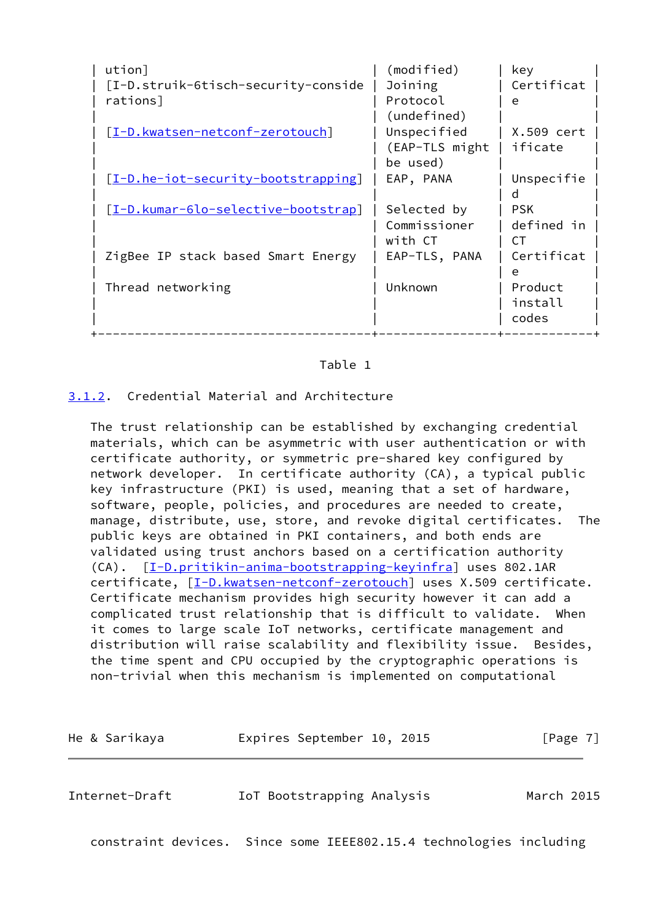| | | |
|---|---|---|
| ution] [I-D.struik-6tisch-security-considerations] | (modified) Joining Protocol (undefined) | key Certificate |
| [I-D.kwatsen-netconf-zerotouch] | Unspecified (EAP-TLS might be used) | X.509 certificate |
| [I-D.he-iot-security-bootstrapping] | EAP, PANA | Unspecified |
| [I-D.kumar-6lo-selective-bootstrap] | Selected by Commissioner with CT | PSK defined in CT |
| ZigBee IP stack based Smart Energy | EAP-TLS, PANA | Certificate |
| Thread networking | Unknown | Product install codes |

Table 1

### 3.1.2. Credential Material and Architecture

The trust relationship can be established by exchanging credential materials, which can be asymmetric with user authentication or with certificate authority, or symmetric pre-shared key configured by network developer. In certificate authority (CA), a typical public key infrastructure (PKI) is used, meaning that a set of hardware, software, people, policies, and procedures are needed to create, manage, distribute, use, store, and revoke digital certificates. The public keys are obtained in PKI containers, and both ends are validated using trust anchors based on a certification authority (CA). [I-D.pritikin-anima-bootstrapping-keyinfra] uses 802.1AR certificate, [I-D.kwatsen-netconf-zerotouch] uses X.509 certificate. Certificate mechanism provides high security however it can add a complicated trust relationship that is difficult to validate. When it comes to large scale IoT networks, certificate management and distribution will raise scalability and flexibility issue. Besides, the time spent and CPU occupied by the cryptographic operations is non-trivial when this mechanism is implemented on computational constraint devices. Since some IEEE802.15.4 technologies including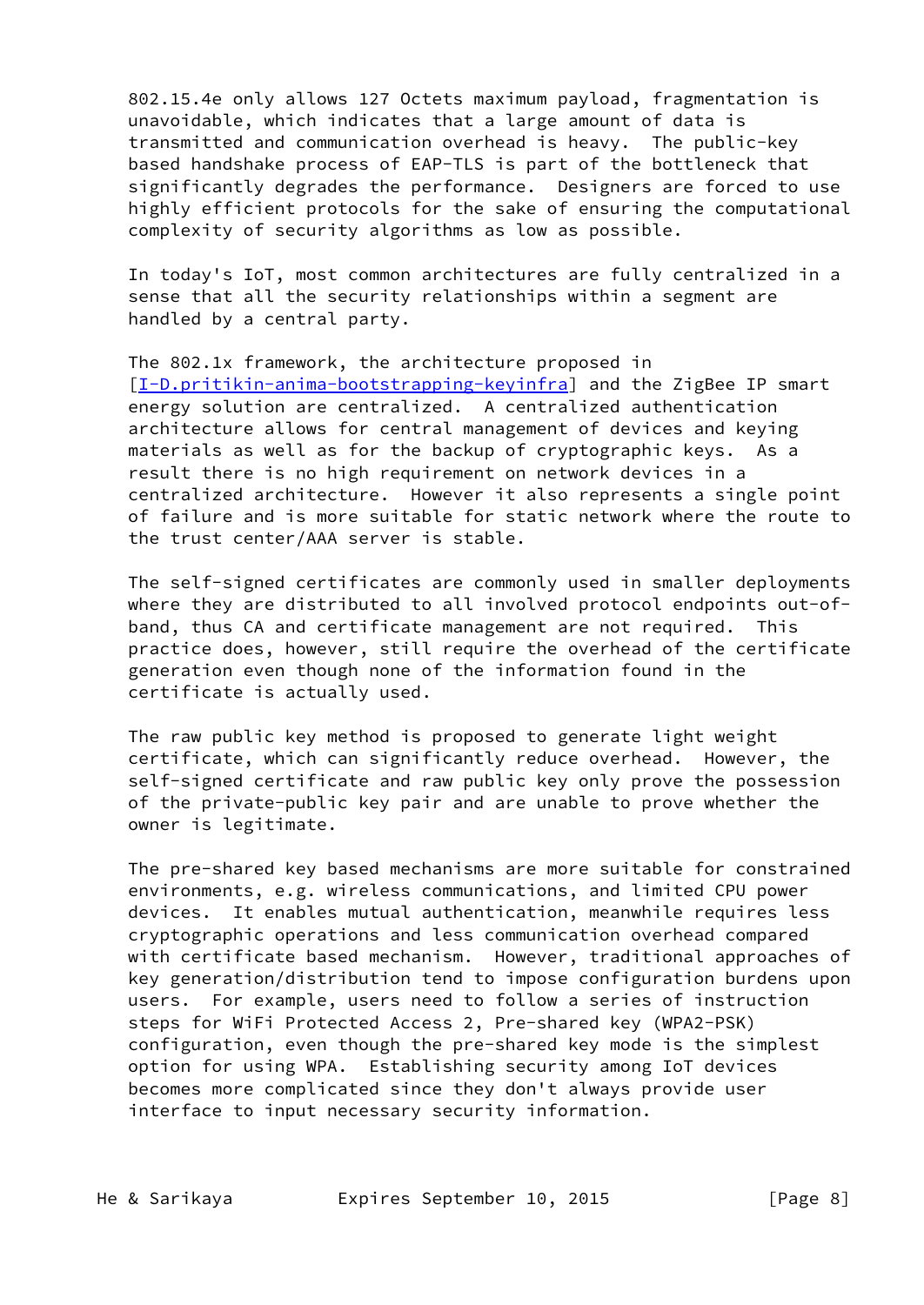802.15.4e only allows 127 Octets maximum payload, fragmentation is unavoidable, which indicates that a large amount of data is transmitted and communication overhead is heavy. The public-key based handshake process of EAP-TLS is part of the bottleneck that significantly degrades the performance. Designers are forced to use highly efficient protocols for the sake of ensuring the computational complexity of security algorithms as low as possible.

In today's IoT, most common architectures are fully centralized in a sense that all the security relationships within a segment are handled by a central party.

The 802.1x framework, the architecture proposed in [I-D.pritikin-anima-bootstrapping-keyinfra] and the ZigBee IP smart energy solution are centralized. A centralized authentication architecture allows for central management of devices and keying materials as well as for the backup of cryptographic keys. As a result there is no high requirement on network devices in a centralized architecture. However it also represents a single point of failure and is more suitable for static network where the route to the trust center/AAA server is stable.

The self-signed certificates are commonly used in smaller deployments where they are distributed to all involved protocol endpoints out-of-band, thus CA and certificate management are not required. This practice does, however, still require the overhead of the certificate generation even though none of the information found in the certificate is actually used.

The raw public key method is proposed to generate light weight certificate, which can significantly reduce overhead. However, the self-signed certificate and raw public key only prove the possession of the private-public key pair and are unable to prove whether the owner is legitimate.

The pre-shared key based mechanisms are more suitable for constrained environments, e.g. wireless communications, and limited CPU power devices. It enables mutual authentication, meanwhile requires less cryptographic operations and less communication overhead compared with certificate based mechanism. However, traditional approaches of key generation/distribution tend to impose configuration burdens upon users. For example, users need to follow a series of instruction steps for WiFi Protected Access 2, Pre-shared key (WPA2-PSK) configuration, even though the pre-shared key mode is the simplest option for using WPA. Establishing security among IoT devices becomes more complicated since they don't always provide user interface to input necessary security information.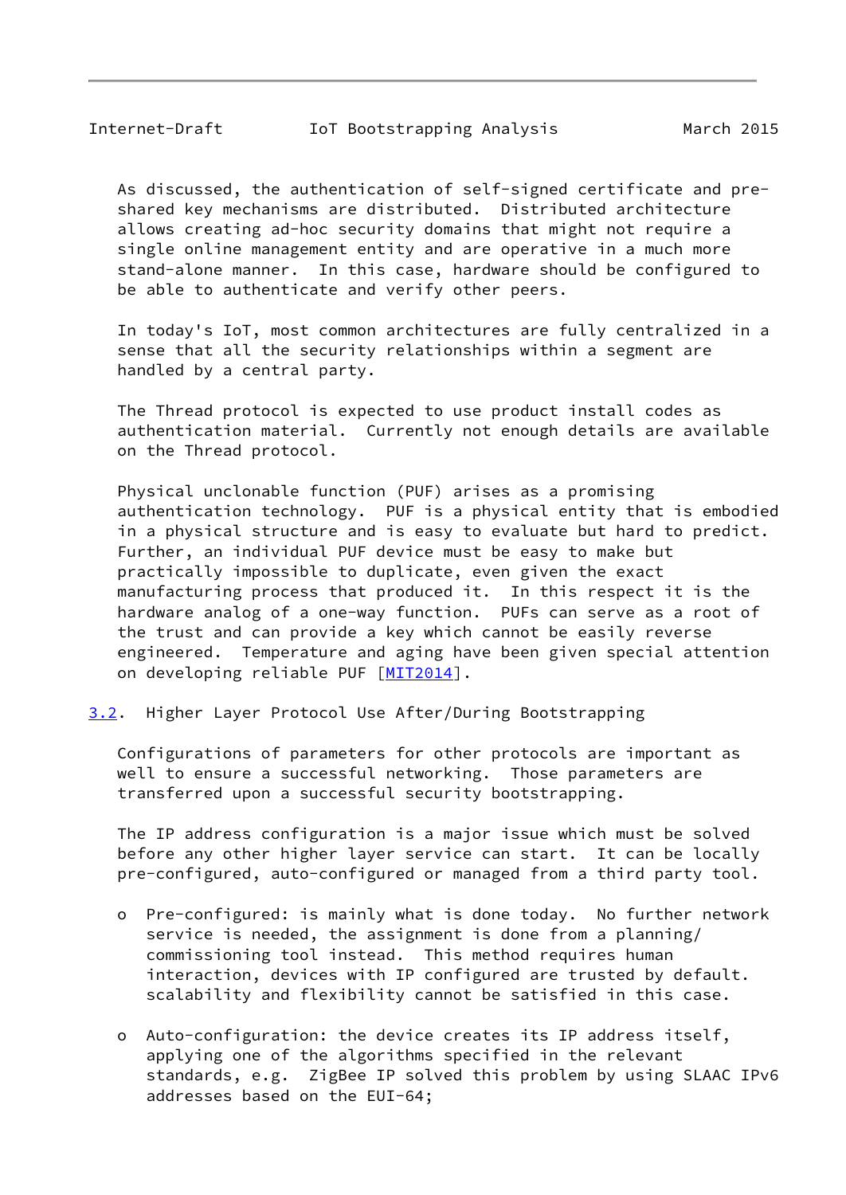As discussed, the authentication of self-signed certificate and pre-shared key mechanisms are distributed. Distributed architecture allows creating ad-hoc security domains that might not require a single online management entity and are operative in a much more stand-alone manner. In this case, hardware should be configured to be able to authenticate and verify other peers.

In today's IoT, most common architectures are fully centralized in a sense that all the security relationships within a segment are handled by a central party.

The Thread protocol is expected to use product install codes as authentication material. Currently not enough details are available on the Thread protocol.

Physical unclonable function (PUF) arises as a promising authentication technology. PUF is a physical entity that is embodied in a physical structure and is easy to evaluate but hard to predict. Further, an individual PUF device must be easy to make but practically impossible to duplicate, even given the exact manufacturing process that produced it. In this respect it is the hardware analog of a one-way function. PUFs can serve as a root of the trust and can provide a key which cannot be easily reverse engineered. Temperature and aging have been given special attention on developing reliable PUF [MIT2014].

### 3.2. Higher Layer Protocol Use After/During Bootstrapping

Configurations of parameters for other protocols are important as well to ensure a successful networking. Those parameters are transferred upon a successful security bootstrapping.

The IP address configuration is a major issue which must be solved before any other higher layer service can start. It can be locally pre-configured, auto-configured or managed from a third party tool.

- Pre-configured: is mainly what is done today. No further network service is needed, the assignment is done from a planning/commissioning tool instead. This method requires human interaction, devices with IP configured are trusted by default. scalability and flexibility cannot be satisfied in this case.

- Auto-configuration: the device creates its IP address itself, applying one of the algorithms specified in the relevant standards, e.g. ZigBee IP solved this problem by using SLAAC IPv6 addresses based on the EUI-64;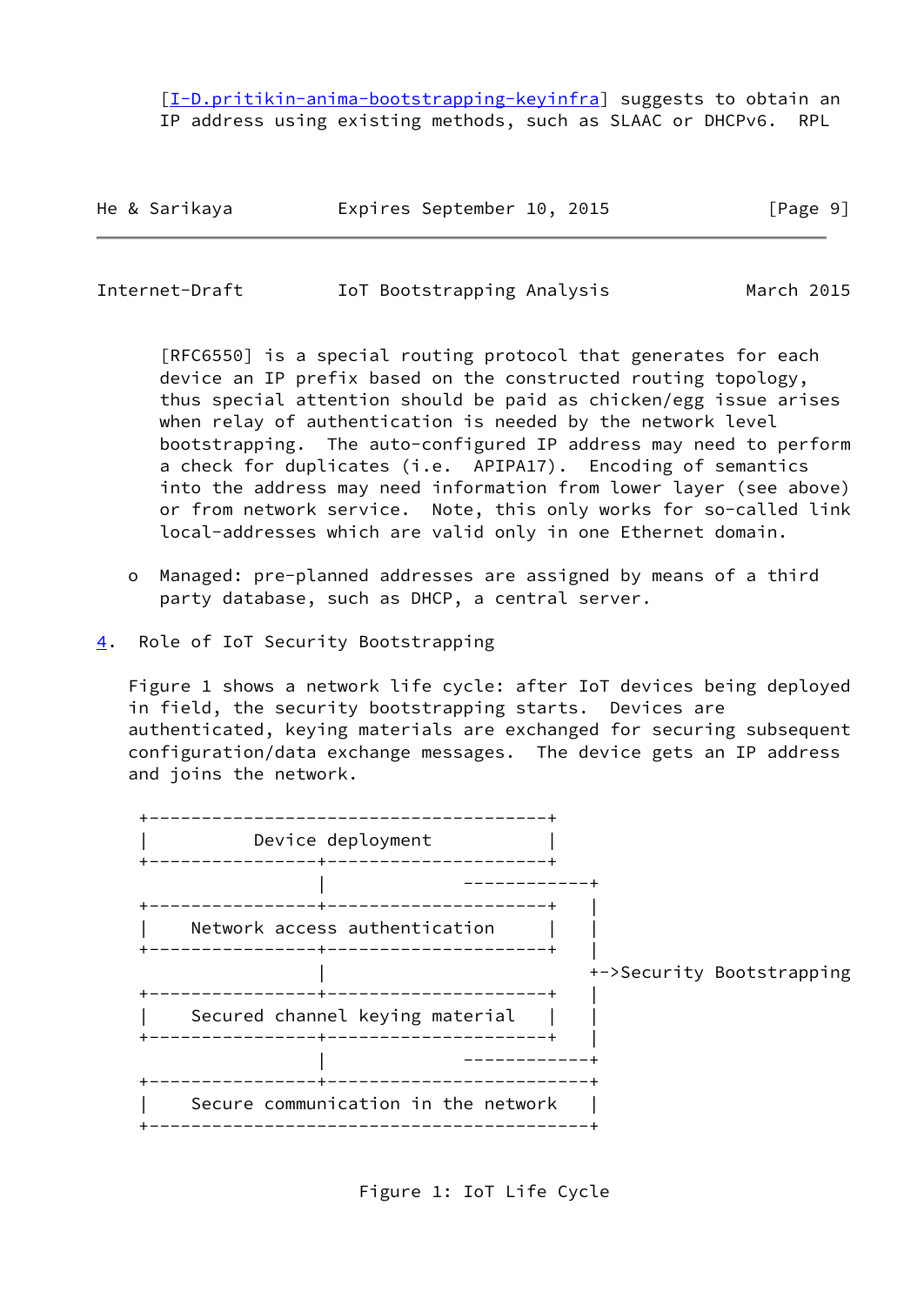[I-D.pritikin-anima-bootstrapping-keyinfra] suggests to obtain an IP address using existing methods, such as SLAAC or DHCPv6. RPL [RFC6550] is a special routing protocol that generates for each device an IP prefix based on the constructed routing topology, thus special attention should be paid as chicken/egg issue arises when relay of authentication is needed by the network level bootstrapping. The auto-configured IP address may need to perform a check for duplicates (i.e. APIPA17). Encoding of semantics into the address may need information from lower layer (see above) or from network service. Note, this only works for so-called link local-addresses which are valid only in one Ethernet domain.

- Managed: pre-planned addresses are assigned by means of a third party database, such as DHCP, a central server.

## 4. Role of IoT Security Bootstrapping

Figure 1 shows a network life cycle: after IoT devices being deployed in field, the security bootstrapping starts. Devices are authenticated, keying materials are exchanged for securing subsequent configuration/data exchange messages. The device gets an IP address and joins the network.

```
 +--------------------------------------+
 |          Device deployment           |
 +----------------+---------------------+
                  |            ------------+
 +----------------+---------------------+  |
 |   Network access authentication      |  |
 +----------------+---------------------+  |
                  |                        +->Security Bootstrapping
 +----------------+---------------------+  |
 |   Secured channel keying material    |  |
 +----------------+---------------------+  |
                  |            ------------+
 +----------------+-------------------------+
 |   Secure communication in the network    |
 +------------------------------------------+
```

Figure 1: IoT Life Cycle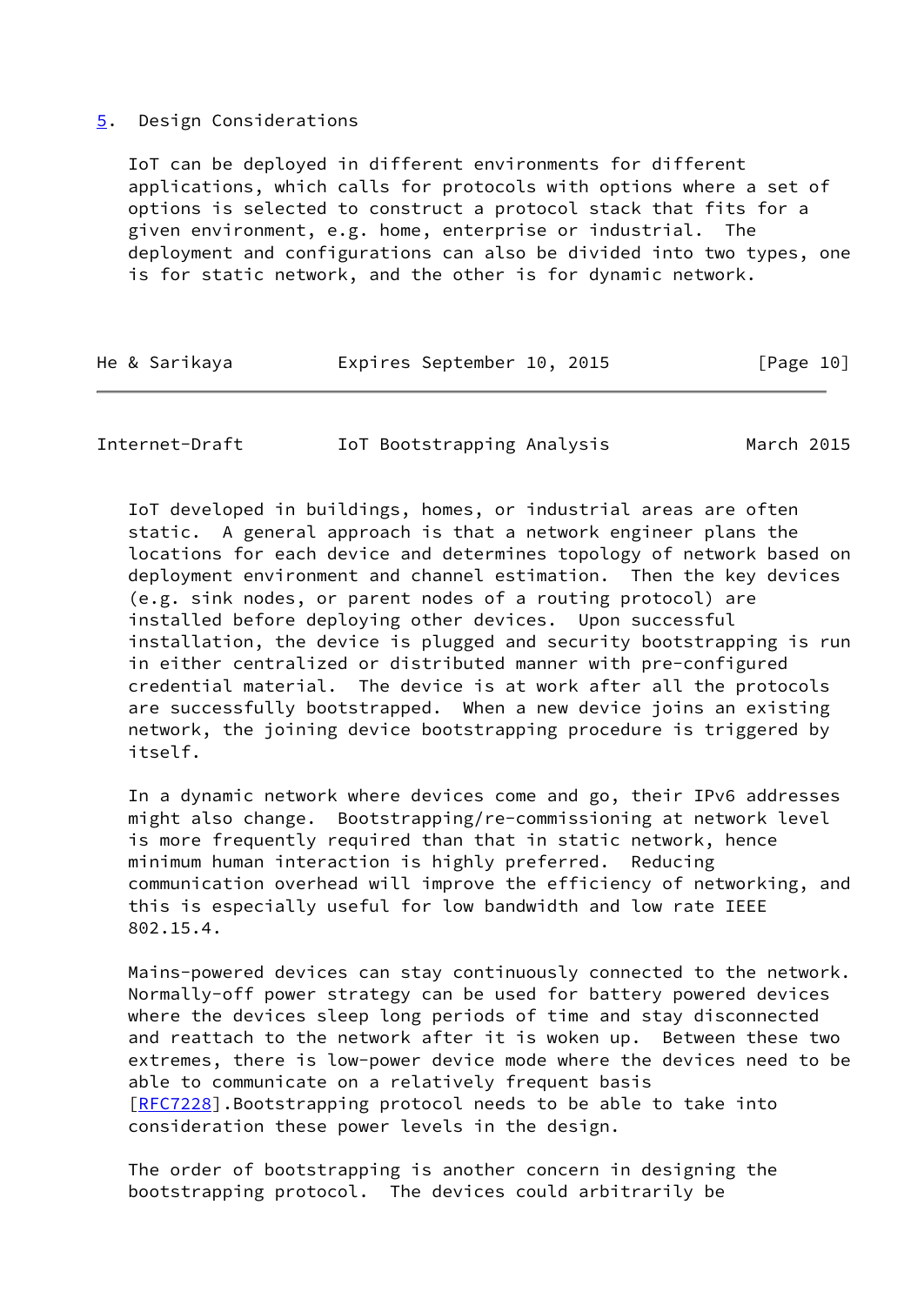## 5. Design Considerations

IoT can be deployed in different environments for different applications, which calls for protocols with options where a set of options is selected to construct a protocol stack that fits for a given environment, e.g. home, enterprise or industrial. The deployment and configurations can also be divided into two types, one is for static network, and the other is for dynamic network.

IoT developed in buildings, homes, or industrial areas are often static. A general approach is that a network engineer plans the locations for each device and determines topology of network based on deployment environment and channel estimation. Then the key devices (e.g. sink nodes, or parent nodes of a routing protocol) are installed before deploying other devices. Upon successful installation, the device is plugged and security bootstrapping is run in either centralized or distributed manner with pre-configured credential material. The device is at work after all the protocols are successfully bootstrapped. When a new device joins an existing network, the joining device bootstrapping procedure is triggered by itself.

In a dynamic network where devices come and go, their IPv6 addresses might also change. Bootstrapping/re-commissioning at network level is more frequently required than that in static network, hence minimum human interaction is highly preferred. Reducing communication overhead will improve the efficiency of networking, and this is especially useful for low bandwidth and low rate IEEE 802.15.4.

Mains-powered devices can stay continuously connected to the network. Normally-off power strategy can be used for battery powered devices where the devices sleep long periods of time and stay disconnected and reattach to the network after it is woken up. Between these two extremes, there is low-power device mode where the devices need to be able to communicate on a relatively frequent basis [RFC7228].Bootstrapping protocol needs to be able to take into consideration these power levels in the design.

The order of bootstrapping is another concern in designing the bootstrapping protocol. The devices could arbitrarily be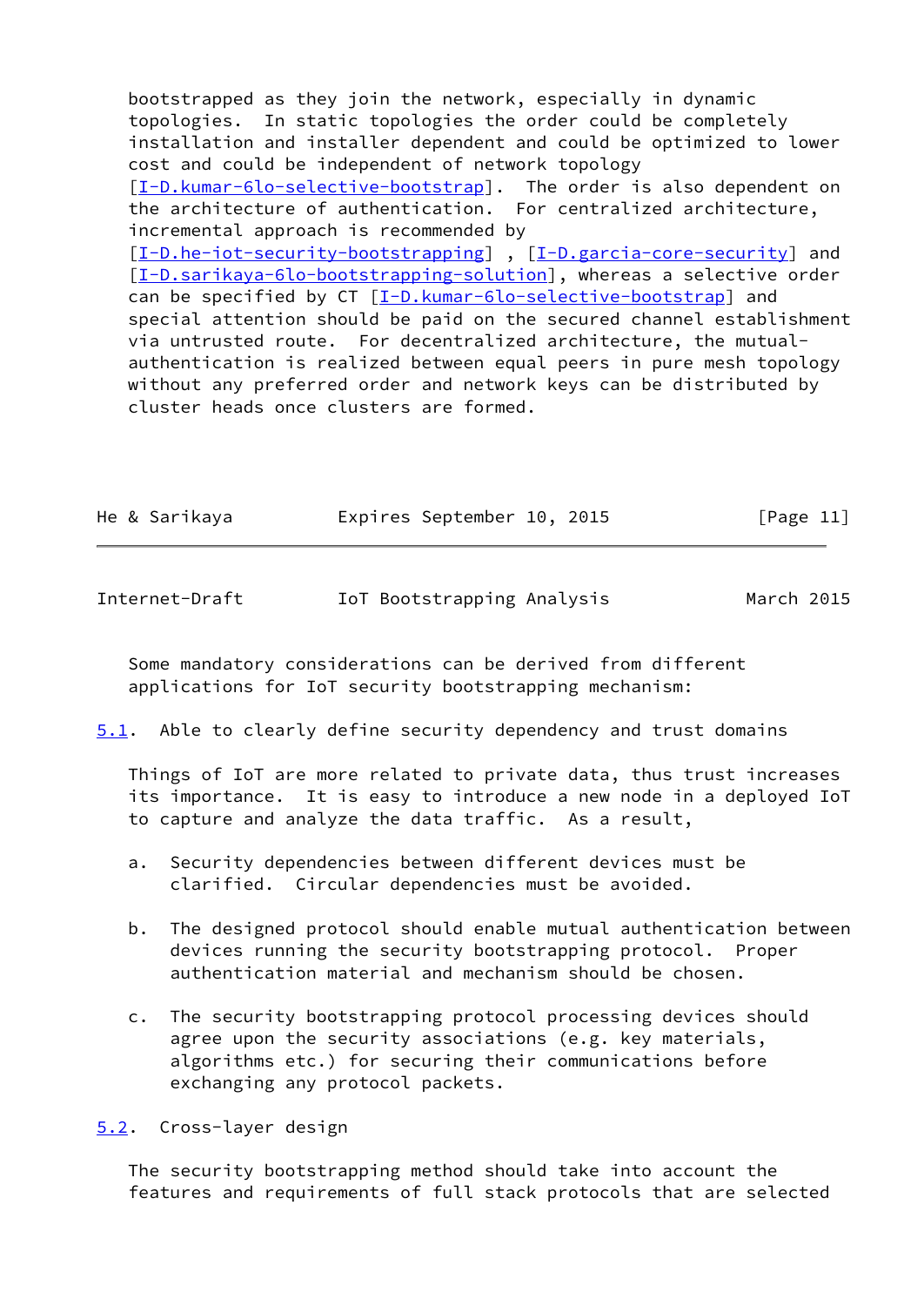bootstrapped as they join the network, especially in dynamic topologies. In static topologies the order could be completely installation and installer dependent and could be optimized to lower cost and could be independent of network topology [I-D.kumar-6lo-selective-bootstrap]. The order is also dependent on the architecture of authentication. For centralized architecture, incremental approach is recommended by [I-D.he-iot-security-bootstrapping] , [I-D.garcia-core-security] and [I-D.sarikaya-6lo-bootstrapping-solution], whereas a selective order can be specified by CT [I-D.kumar-6lo-selective-bootstrap] and special attention should be paid on the secured channel establishment via untrusted route. For decentralized architecture, the mutual-authentication is realized between equal peers in pure mesh topology without any preferred order and network keys can be distributed by cluster heads once clusters are formed.

Some mandatory considerations can be derived from different applications for IoT security bootstrapping mechanism:

## 5.1. Able to clearly define security dependency and trust domains

Things of IoT are more related to private data, thus trust increases its importance. It is easy to introduce a new node in a deployed IoT to capture and analyze the data traffic. As a result,

a. Security dependencies between different devices must be clarified. Circular dependencies must be avoided.

b. The designed protocol should enable mutual authentication between devices running the security bootstrapping protocol. Proper authentication material and mechanism should be chosen.

c. The security bootstrapping protocol processing devices should agree upon the security associations (e.g. key materials, algorithms etc.) for securing their communications before exchanging any protocol packets.

## 5.2. Cross-layer design

The security bootstrapping method should take into account the features and requirements of full stack protocols that are selected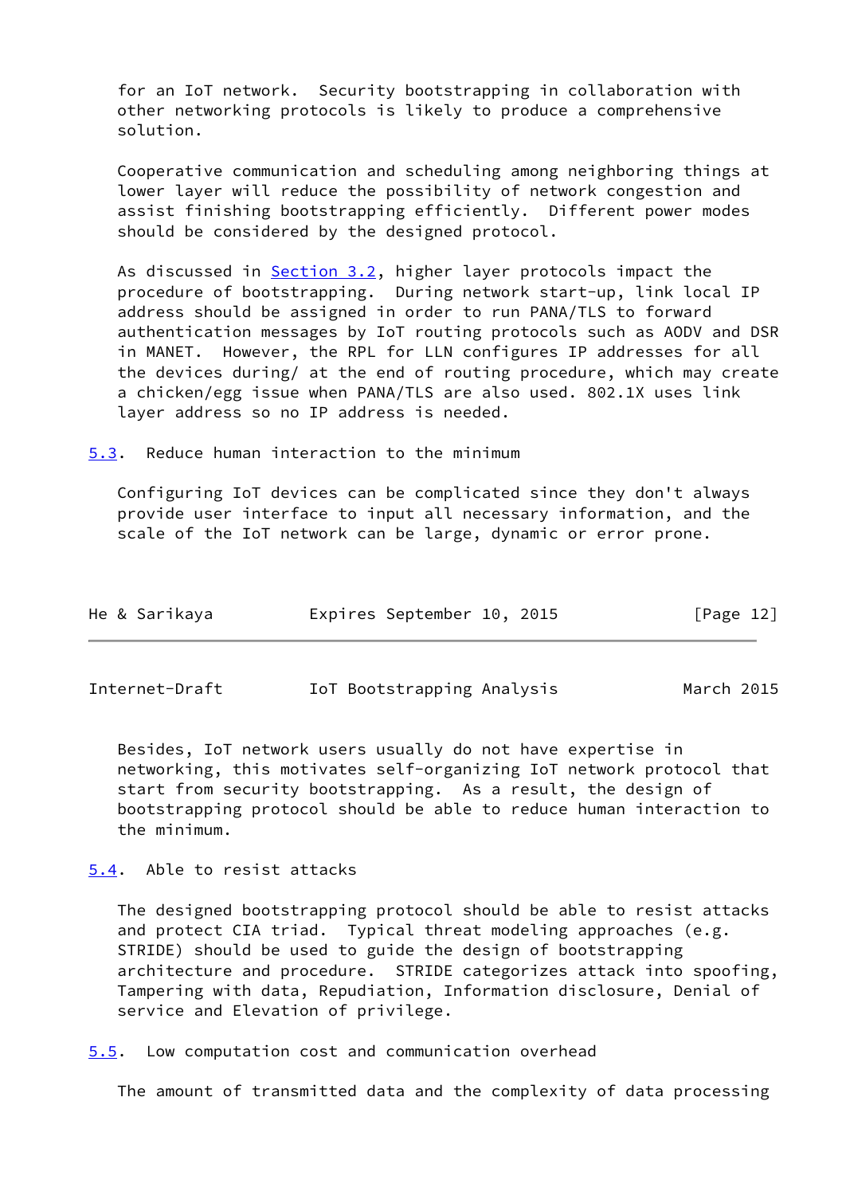for an IoT network.  Security bootstrapping in collaboration with other networking protocols is likely to produce a comprehensive solution.

Cooperative communication and scheduling among neighboring things at lower layer will reduce the possibility of network congestion and assist finishing bootstrapping efficiently.  Different power modes should be considered by the designed protocol.

As discussed in Section 3.2, higher layer protocols impact the procedure of bootstrapping.  During network start-up, link local IP address should be assigned in order to run PANA/TLS to forward authentication messages by IoT routing protocols such as AODV and DSR in MANET.  However, the RPL for LLN configures IP addresses for all the devices during/ at the end of routing procedure, which may create a chicken/egg issue when PANA/TLS are also used. 802.1X uses link layer address so no IP address is needed.

## 5.3.  Reduce human interaction to the minimum

Configuring IoT devices can be complicated since they don't always provide user interface to input all necessary information, and the scale of the IoT network can be large, dynamic or error prone.

Besides, IoT network users usually do not have expertise in networking, this motivates self-organizing IoT network protocol that start from security bootstrapping.  As a result, the design of bootstrapping protocol should be able to reduce human interaction to the minimum.

## 5.4.  Able to resist attacks

The designed bootstrapping protocol should be able to resist attacks and protect CIA triad.  Typical threat modeling approaches (e.g. STRIDE) should be used to guide the design of bootstrapping architecture and procedure.  STRIDE categorizes attack into spoofing, Tampering with data, Repudiation, Information disclosure, Denial of service and Elevation of privilege.

## 5.5.  Low computation cost and communication overhead

The amount of transmitted data and the complexity of data processing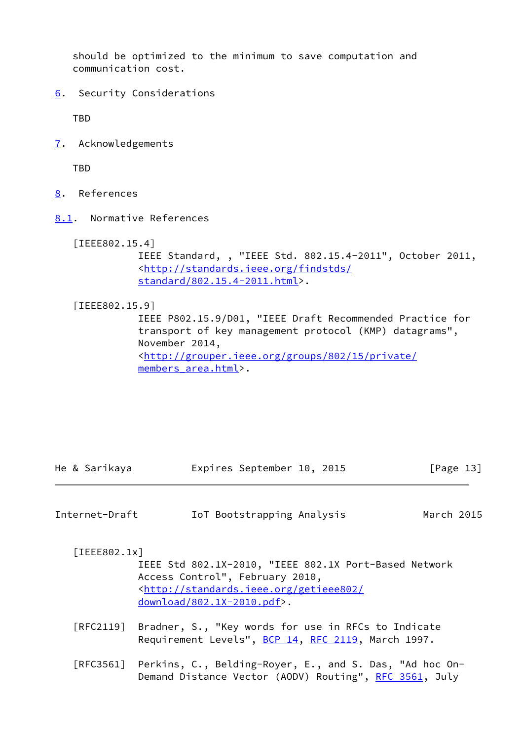should be optimized to the minimum to save computation and communication cost.

## 6. Security Considerations

TBD

## 7. Acknowledgements

TBD

## 8. References

### 8.1. Normative References

[IEEE802.15.4]
IEEE Standard, , "IEEE Std. 802.15.4-2011", October 2011, <http://standards.ieee.org/findstds/standard/802.15.4-2011.html>.

[IEEE802.15.9]
IEEE P802.15.9/D01, "IEEE Draft Recommended Practice for transport of key management protocol (KMP) datagrams", November 2014, <http://grouper.ieee.org/groups/802/15/private/members_area.html>.

[IEEE802.1x]
IEEE Std 802.1X-2010, "IEEE 802.1X Port-Based Network Access Control", February 2010, <http://standards.ieee.org/getieee802/download/802.1X-2010.pdf>.

[RFC2119] Bradner, S., "Key words for use in RFCs to Indicate Requirement Levels", BCP 14, RFC 2119, March 1997.

[RFC3561] Perkins, C., Belding-Royer, E., and S. Das, "Ad hoc On-Demand Distance Vector (AODV) Routing", RFC 3561, July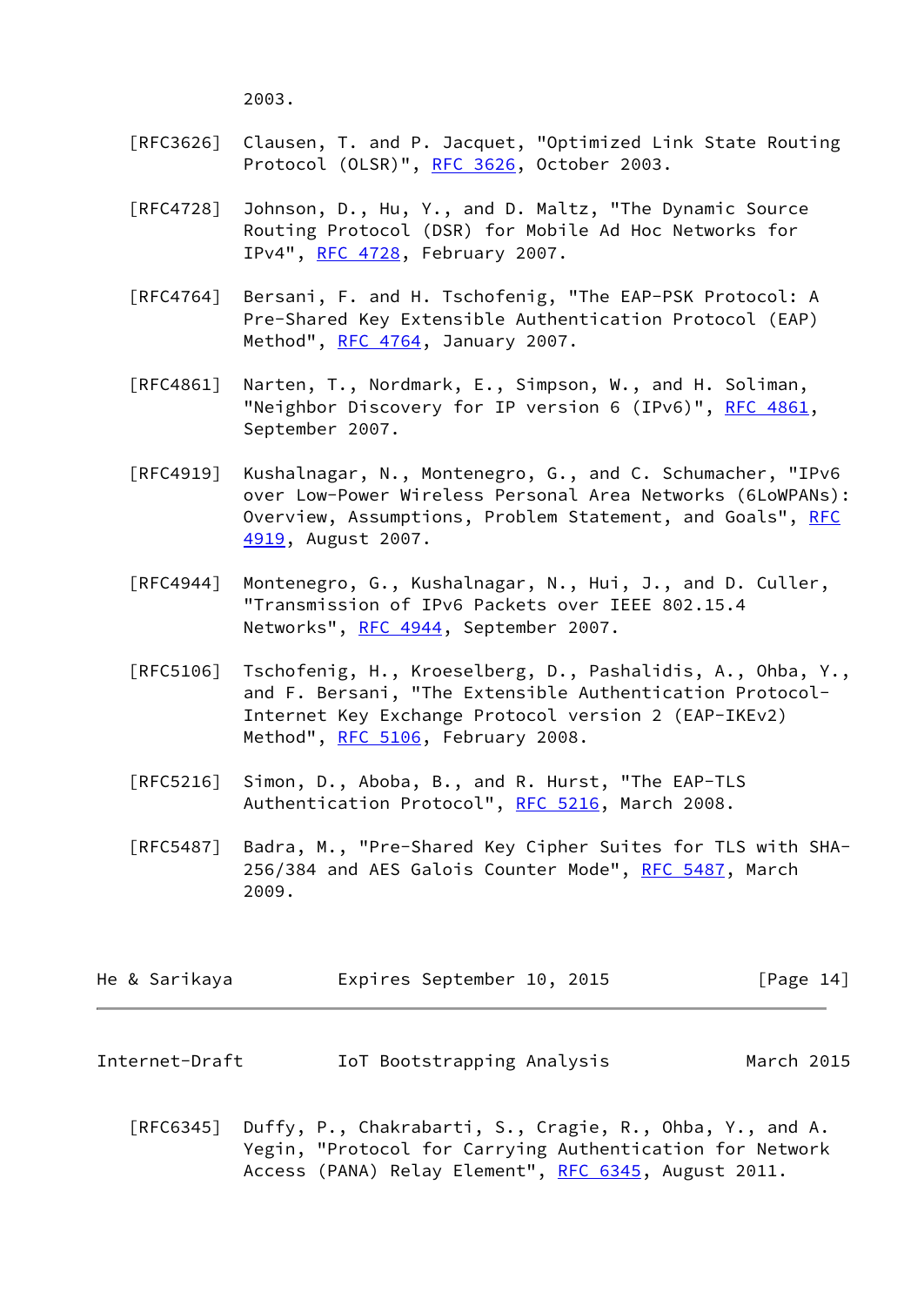2003.

[RFC3626] Clausen, T. and P. Jacquet, "Optimized Link State Routing Protocol (OLSR)", RFC 3626, October 2003.

[RFC4728] Johnson, D., Hu, Y., and D. Maltz, "The Dynamic Source Routing Protocol (DSR) for Mobile Ad Hoc Networks for IPv4", RFC 4728, February 2007.

[RFC4764] Bersani, F. and H. Tschofenig, "The EAP-PSK Protocol: A Pre-Shared Key Extensible Authentication Protocol (EAP) Method", RFC 4764, January 2007.

[RFC4861] Narten, T., Nordmark, E., Simpson, W., and H. Soliman, "Neighbor Discovery for IP version 6 (IPv6)", RFC 4861, September 2007.

[RFC4919] Kushalnagar, N., Montenegro, G., and C. Schumacher, "IPv6 over Low-Power Wireless Personal Area Networks (6LoWPANs): Overview, Assumptions, Problem Statement, and Goals", RFC 4919, August 2007.

[RFC4944] Montenegro, G., Kushalnagar, N., Hui, J., and D. Culler, "Transmission of IPv6 Packets over IEEE 802.15.4 Networks", RFC 4944, September 2007.

[RFC5106] Tschofenig, H., Kroeselberg, D., Pashalidis, A., Ohba, Y., and F. Bersani, "The Extensible Authentication Protocol-Internet Key Exchange Protocol version 2 (EAP-IKEv2) Method", RFC 5106, February 2008.

[RFC5216] Simon, D., Aboba, B., and R. Hurst, "The EAP-TLS Authentication Protocol", RFC 5216, March 2008.

[RFC5487] Badra, M., "Pre-Shared Key Cipher Suites for TLS with SHA-256/384 and AES Galois Counter Mode", RFC 5487, March 2009.

[RFC6345] Duffy, P., Chakrabarti, S., Cragie, R., Ohba, Y., and A. Yegin, "Protocol for Carrying Authentication for Network Access (PANA) Relay Element", RFC 6345, August 2011.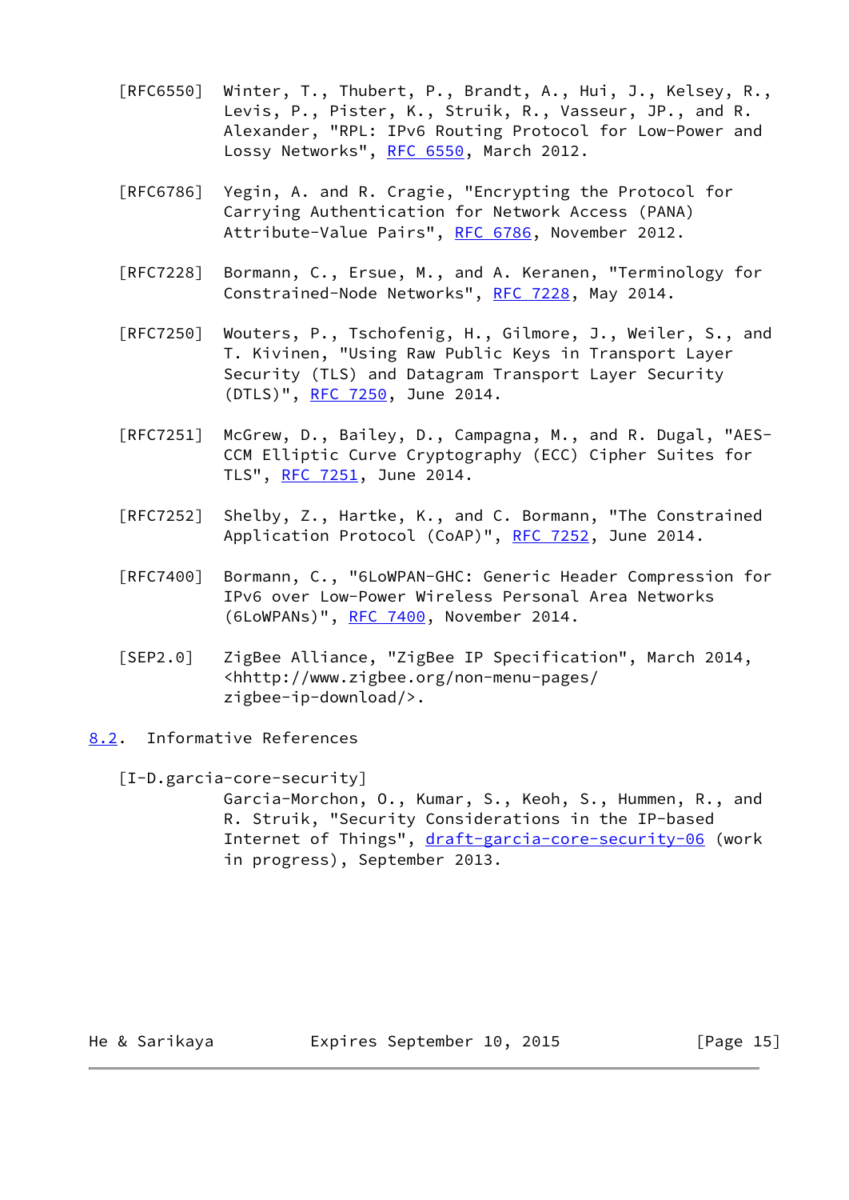[RFC6550] Winter, T., Thubert, P., Brandt, A., Hui, J., Kelsey, R., Levis, P., Pister, K., Struik, R., Vasseur, JP., and R. Alexander, "RPL: IPv6 Routing Protocol for Low-Power and Lossy Networks", RFC 6550, March 2012.

[RFC6786] Yegin, A. and R. Cragie, "Encrypting the Protocol for Carrying Authentication for Network Access (PANA) Attribute-Value Pairs", RFC 6786, November 2012.

[RFC7228] Bormann, C., Ersue, M., and A. Keranen, "Terminology for Constrained-Node Networks", RFC 7228, May 2014.

[RFC7250] Wouters, P., Tschofenig, H., Gilmore, J., Weiler, S., and T. Kivinen, "Using Raw Public Keys in Transport Layer Security (TLS) and Datagram Transport Layer Security (DTLS)", RFC 7250, June 2014.

[RFC7251] McGrew, D., Bailey, D., Campagna, M., and R. Dugal, "AES-CCM Elliptic Curve Cryptography (ECC) Cipher Suites for TLS", RFC 7251, June 2014.

[RFC7252] Shelby, Z., Hartke, K., and C. Bormann, "The Constrained Application Protocol (CoAP)", RFC 7252, June 2014.

[RFC7400] Bormann, C., "6LoWPAN-GHC: Generic Header Compression for IPv6 over Low-Power Wireless Personal Area Networks (6LoWPANs)", RFC 7400, November 2014.

[SEP2.0] ZigBee Alliance, "ZigBee IP Specification", March 2014, <hhttp://www.zigbee.org/non-menu-pages/zigbee-ip-download/>.

## 8.2. Informative References

[I-D.garcia-core-security] Garcia-Morchon, O., Kumar, S., Keoh, S., Hummen, R., and R. Struik, "Security Considerations in the IP-based Internet of Things", draft-garcia-core-security-06 (work in progress), September 2013.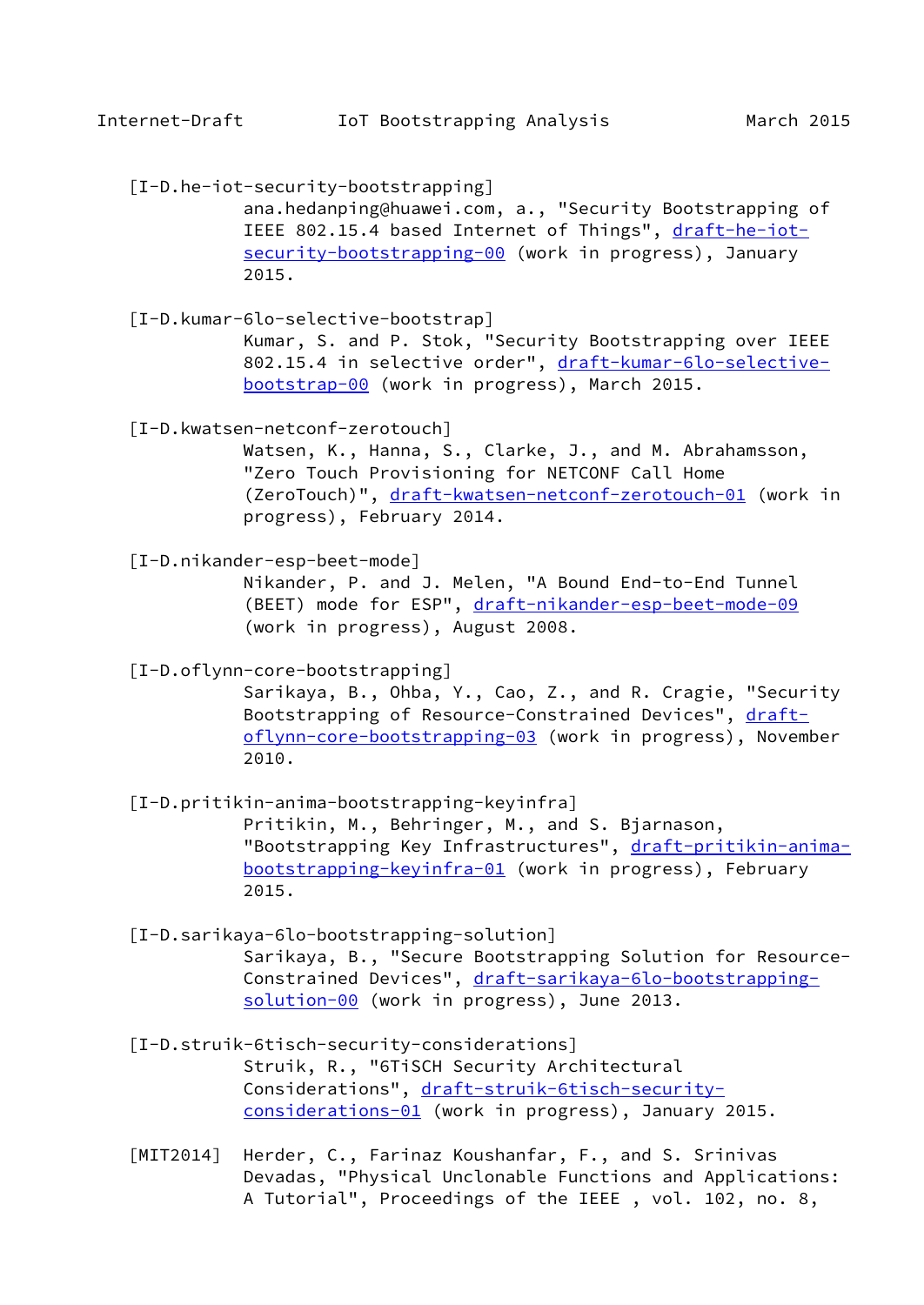[I-D.he-iot-security-bootstrapping]
ana.hedanping@huawei.com, a., "Security Bootstrapping of IEEE 802.15.4 based Internet of Things", draft-he-iot-security-bootstrapping-00 (work in progress), January 2015.

[I-D.kumar-6lo-selective-bootstrap]
Kumar, S. and P. Stok, "Security Bootstrapping over IEEE 802.15.4 in selective order", draft-kumar-6lo-selective-bootstrap-00 (work in progress), March 2015.

[I-D.kwatsen-netconf-zerotouch]
Watsen, K., Hanna, S., Clarke, J., and M. Abrahamsson, "Zero Touch Provisioning for NETCONF Call Home (ZeroTouch)", draft-kwatsen-netconf-zerotouch-01 (work in progress), February 2014.

[I-D.nikander-esp-beet-mode]
Nikander, P. and J. Melen, "A Bound End-to-End Tunnel (BEET) mode for ESP", draft-nikander-esp-beet-mode-09 (work in progress), August 2008.

[I-D.oflynn-core-bootstrapping]
Sarikaya, B., Ohba, Y., Cao, Z., and R. Cragie, "Security Bootstrapping of Resource-Constrained Devices", draft-oflynn-core-bootstrapping-03 (work in progress), November 2010.

[I-D.pritikin-anima-bootstrapping-keyinfra]
Pritikin, M., Behringer, M., and S. Bjarnason, "Bootstrapping Key Infrastructures", draft-pritikin-anima-bootstrapping-keyinfra-01 (work in progress), February 2015.

[I-D.sarikaya-6lo-bootstrapping-solution]
Sarikaya, B., "Secure Bootstrapping Solution for Resource-Constrained Devices", draft-sarikaya-6lo-bootstrapping-solution-00 (work in progress), June 2013.

[I-D.struik-6tisch-security-considerations]
Struik, R., "6TiSCH Security Architectural Considerations", draft-struik-6tisch-security-considerations-01 (work in progress), January 2015.

[MIT2014] Herder, C., Farinaz Koushanfar, F., and S. Srinivas Devadas, "Physical Unclonable Functions and Applications: A Tutorial", Proceedings of the IEEE , vol. 102, no. 8,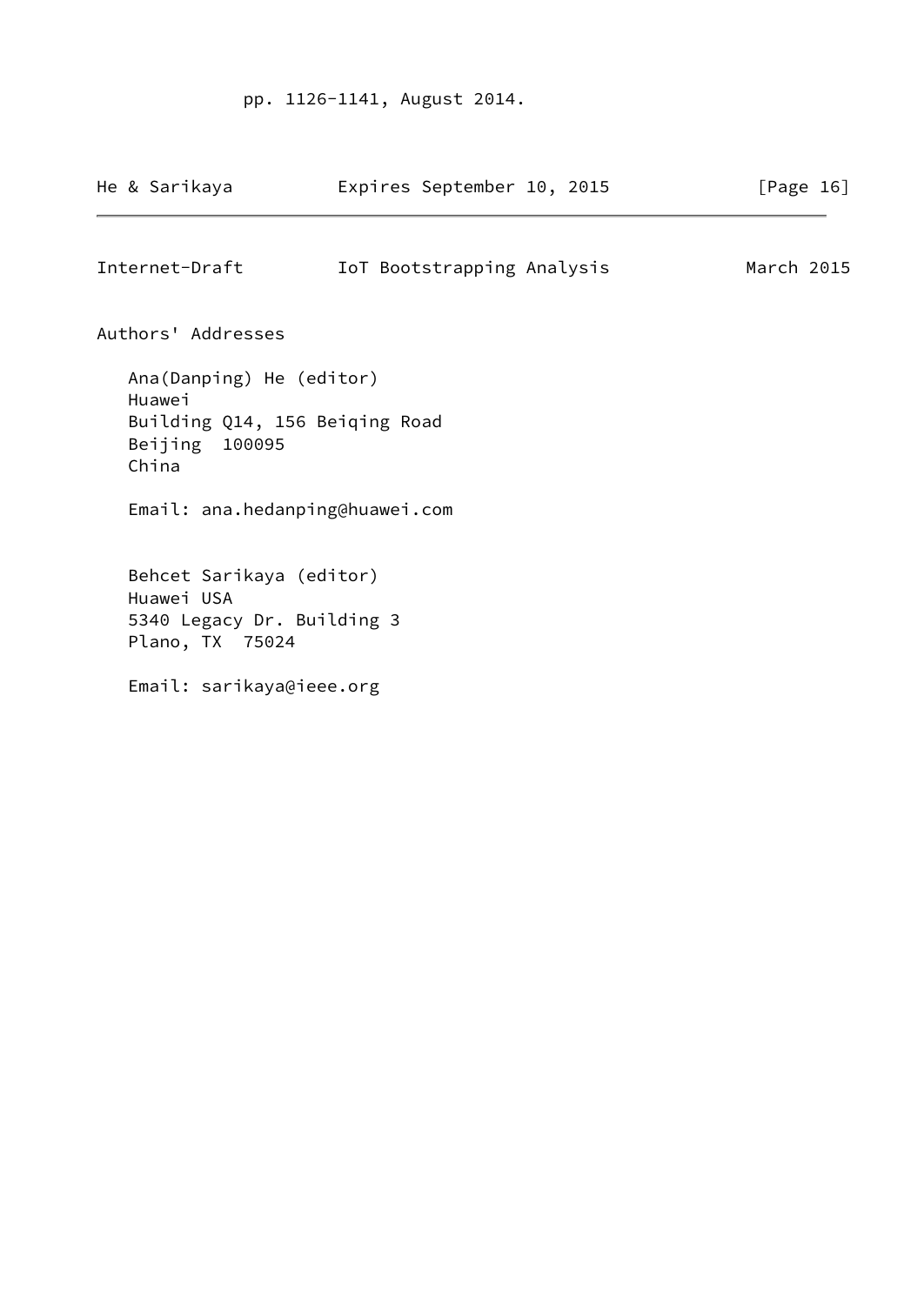pp. 1126-1141, August 2014.

## Authors' Addresses

Ana(Danping) He (editor)
Huawei
Building Q14, 156 Beiqing Road
Beijing  100095
China

Email: ana.hedanping@huawei.com

Behcet Sarikaya (editor)
Huawei USA
5340 Legacy Dr. Building 3
Plano, TX  75024

Email: sarikaya@ieee.org